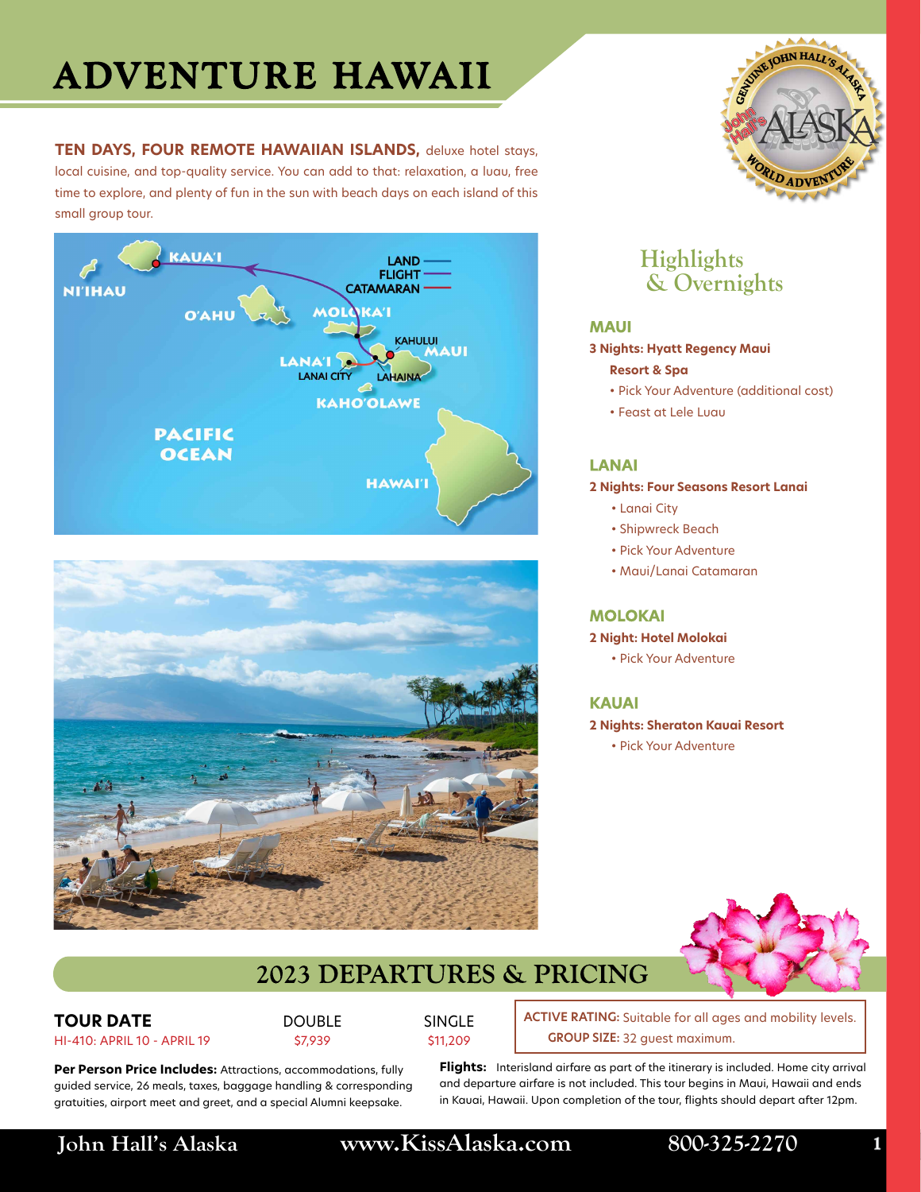# ADVENTURE HAWAII

**TEN DAYS, FOUR REMOTE HAWAIIAN ISLANDS,** deluxe hotel stays, local cuisine, and top-quality service. You can add to that: relaxation, a luau, free time to explore, and plenty of fun in the sun with beach days on each island of this small group tour.

## Highlights & Overnights

### MAUI

**3 Nights: Hyatt Regency Maui Resort & Spa**

- Pick Your Adventure (additional cost)
- Feast at Lele Luau

### LANAI

**2 Nights: Four Seasons Resort Lanai**

- Lanai City
- Shipwreck Beach
- Pick Your Adventure
- Maui/Lanai Catamaran

### MOLOKAI

**2 Night: Hotel Molokai**

- Pick Your Adventure

### KAUAI

**2 Nights: Sheraton Kauai Resort**

- Pick Your Adventure

## 2023 DEPARTURES & PRICING

| TOUR DATE | DOUBLE | SINGLE |
|---|---|---|
| HI-410: APRIL 10 - APRIL 19 | $7,939 | $11,209 |

**ACTIVE RATING:** Suitable for all ages and mobility levels.
**GROUP SIZE:** 32 guest maximum.

**Per Person Price Includes:** Attractions, accommodations, fully guided service, 26 meals, taxes, baggage handling & corresponding gratuities, airport meet and greet, and a special Alumni keepsake.

**Flights:** Interisland airfare as part of the itinerary is included. Home city arrival and departure airfare is not included. This tour begins in Maui, Hawaii and ends in Kauai, Hawaii. Upon completion of the tour, flights should depart after 12pm.

John Hall's Alaska www.KissAlaska.com 800-325-2270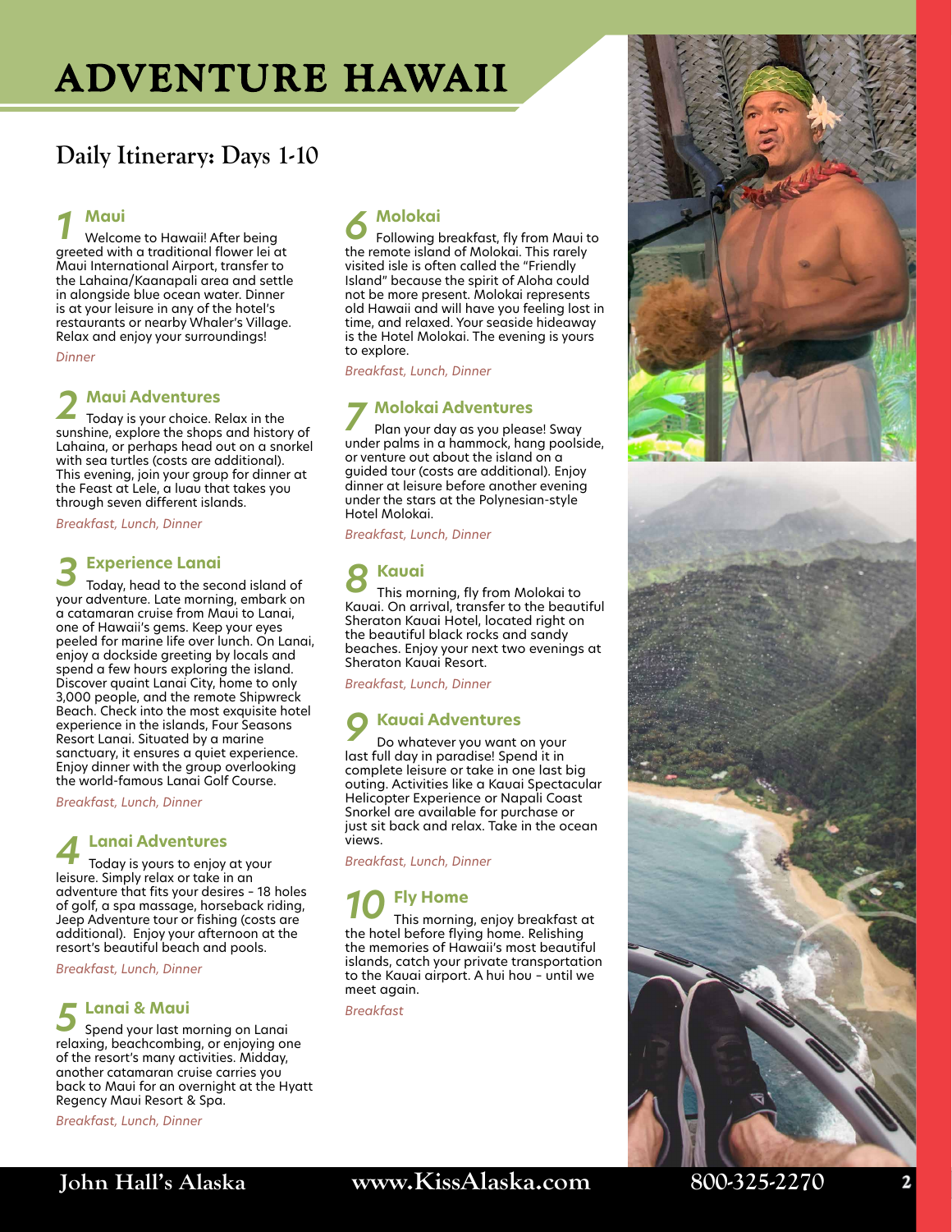# ADVENTURE HAWAII

## Daily Itinerary: Days 1-10

### 1 Maui

Welcome to Hawaii! After being greeted with a traditional flower lei at Maui International Airport, transfer to the Lahaina/Kaanapali area and settle in alongside blue ocean water. Dinner is at your leisure in any of the hotel's restaurants or nearby Whaler's Village. Relax and enjoy your surroundings!

*Dinner*

### 2 Maui Adventures

Today is your choice. Relax in the sunshine, explore the shops and history of Lahaina, or perhaps head out on a snorkel with sea turtles (costs are additional). This evening, join your group for dinner at the Feast at Lele, a luau that takes you through seven different islands.

*Breakfast, Lunch, Dinner*

### 3 Experience Lanai

Today, head to the second island of your adventure. Late morning, embark on a catamaran cruise from Maui to Lanai, one of Hawaii's gems. Keep your eyes peeled for marine life over lunch. On Lanai, enjoy a dockside greeting by locals and spend a few hours exploring the island. Discover quaint Lanai City, home to only 3,000 people, and the remote Shipwreck Beach. Check into the most exquisite hotel experience in the islands, Four Seasons Resort Lanai. Situated by a marine sanctuary, it ensures a quiet experience. Enjoy dinner with the group overlooking the world-famous Lanai Golf Course.

*Breakfast, Lunch, Dinner*

### 4 Lanai Adventures

Today is yours to enjoy at your leisure. Simply relax or take in an adventure that fits your desires - 18 holes of golf, a spa massage, horseback riding, Jeep Adventure tour or fishing (costs are additional). Enjoy your afternoon at the resort's beautiful beach and pools.

*Breakfast, Lunch, Dinner*

### 5 Lanai & Maui

Spend your last morning on Lanai relaxing, beachcombing, or enjoying one of the resort's many activities. Midday, another catamaran cruise carries you back to Maui for an overnight at the Hyatt Regency Maui Resort & Spa.

*Breakfast, Lunch, Dinner*

### 6 Molokai

Following breakfast, fly from Maui to the remote island of Molokai. This rarely visited isle is often called the "Friendly Island" because the spirit of Aloha could not be more present. Molokai represents old Hawaii and will have you feeling lost in time, and relaxed. Your seaside hideaway is the Hotel Molokai. The evening is yours to explore.

*Breakfast, Lunch, Dinner*

### 7 Molokai Adventures

Plan your day as you please! Sway under palms in a hammock, hang poolside, or venture out about the island on a guided tour (costs are additional). Enjoy dinner at leisure before another evening under the stars at the Polynesian-style Hotel Molokai.

*Breakfast, Lunch, Dinner*

### 8 Kauai

This morning, fly from Molokai to Kauai. On arrival, transfer to the beautiful Sheraton Kauai Hotel, located right on the beautiful black rocks and sandy beaches. Enjoy your next two evenings at Sheraton Kauai Resort.

*Breakfast, Lunch, Dinner*

### 9 Kauai Adventures

Do whatever you want on your last full day in paradise! Spend it in complete leisure or take in one last big outing. Activities like a Kauai Spectacular Helicopter Experience or Napali Coast Snorkel are available for purchase or just sit back and relax. Take in the ocean views.

*Breakfast, Lunch, Dinner*

### 10 Fly Home

This morning, enjoy breakfast at the hotel before flying home. Relishing the memories of Hawaii's most beautiful islands, catch your private transportation to the Kauai airport. A hui hou - until we meet again.

*Breakfast*

**John Hall's Alaska** | **www.KissAlaska.com** | **800-325-2270**